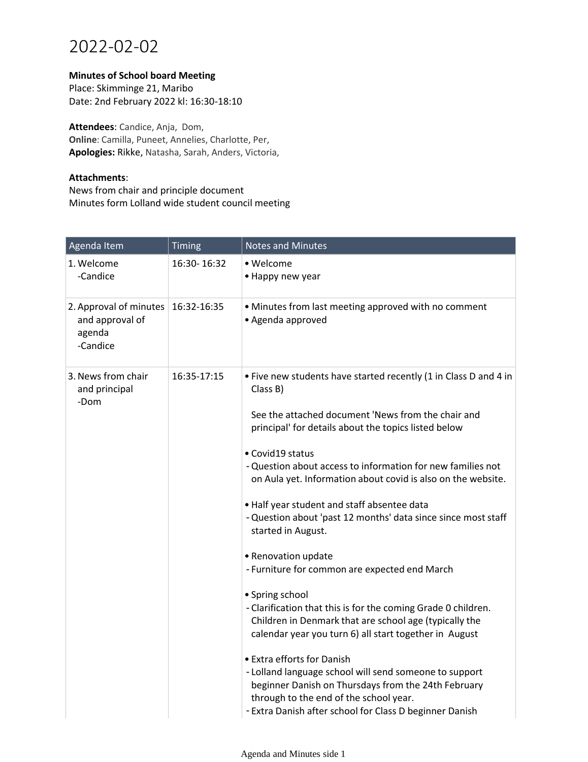# 2022-02-02

**Minutes of School board Meeting**
Place: Skimminge 21, Maribo
Date: 2nd February 2022 kl: 16:30-18:10

**Attendees**: Candice, Anja, Dom,
**Online**: Camilla, Puneet, Annelies, Charlotte, Per,
**Apologies:** Rikke, Natasha, Sarah, Anders, Victoria,

**Attachments**:
News from chair and principle document
Minutes form Lolland wide student council meeting

| Agenda Item | Timing | Notes and Minutes |
|---|---|---|
| 1. Welcome<br>-Candice | 16:30- 16:32 | • Welcome<br>• Happy new year |
| 2. Approval of minutes and approval of agenda<br>-Candice | 16:32-16:35 | • Minutes from last meeting approved with no comment<br>• Agenda approved |
| 3. News from chair and principal<br>-Dom | 16:35-17:15 | • Five new students have started recently (1 in Class D and 4 in Class B)<br><br>See the attached document 'News from the chair and principal' for details about the topics listed below<br><br>• Covid19 status<br>- Question about access to information for new families not on Aula yet. Information about covid is also on the website.<br><br>• Half year student and staff absentee data<br>- Question about 'past 12 months' data since since most staff started in August.<br><br>• Renovation update<br>- Furniture for common are expected end March<br><br>• Spring school<br>- Clarification that this is for the coming Grade 0 children. Children in Denmark that are school age (typically the calendar year you turn 6) all start together in August<br><br>• Extra efforts for Danish<br>- Lolland language school will send someone to support beginner Danish on Thursdays from the 24th February through to the end of the school year.<br>- Extra Danish after school for Class D beginner Danish |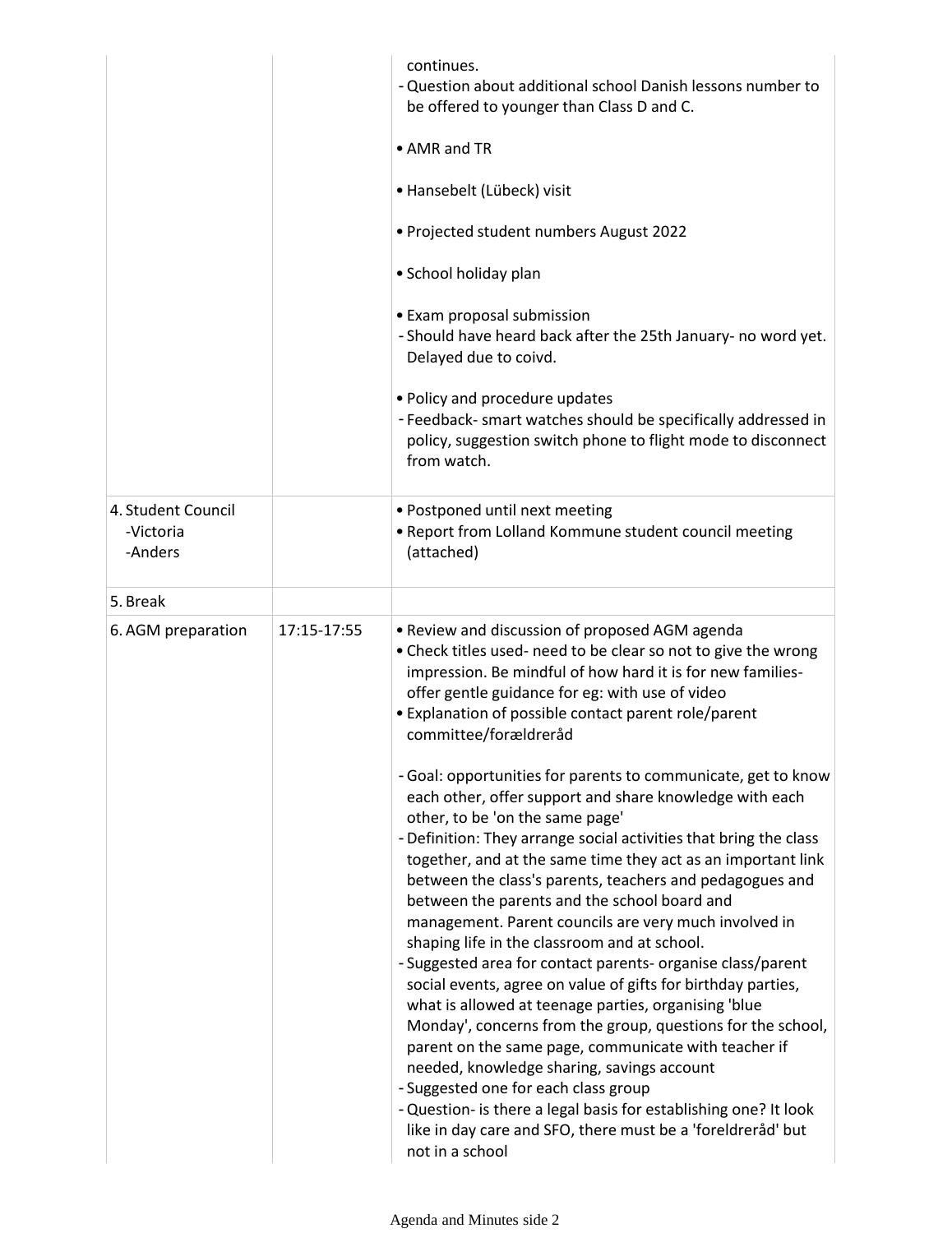| | | |
|---|---|---|
| | | continues.<br>- Question about additional school Danish lessons number to be offered to younger than Class D and C.<br><br>• AMR and TR<br><br>• Hansebelt (Lübeck) visit<br><br>• Projected student numbers August 2022<br><br>• School holiday plan<br><br>• Exam proposal submission<br>- Should have heard back after the 25th January- no word yet. Delayed due to coivd.<br><br>• Policy and procedure updates<br>- Feedback- smart watches should be specifically addressed in policy, suggestion switch phone to flight mode to disconnect from watch. |
| 4. Student Council<br>-Victoria<br>-Anders | | • Postponed until next meeting<br>• Report from Lolland Kommune student council meeting (attached) |
| 5. Break | | |
| 6. AGM preparation | 17:15-17:55 | • Review and discussion of proposed AGM agenda<br>• Check titles used- need to be clear so not to give the wrong impression. Be mindful of how hard it is for new families- offer gentle guidance for eg: with use of video<br>• Explanation of possible contact parent role/parent committee/forældreråd<br><br>- Goal: opportunities for parents to communicate, get to know each other, offer support and share knowledge with each other, to be 'on the same page'<br>- Definition: They arrange social activities that bring the class together, and at the same time they act as an important link between the class's parents, teachers and pedagogues and between the parents and the school board and management. Parent councils are very much involved in shaping life in the classroom and at school.<br>- Suggested area for contact parents- organise class/parent social events, agree on value of gifts for birthday parties, what is allowed at teenage parties, organising 'blue Monday', concerns from the group, questions for the school, parent on the same page, communicate with teacher if needed, knowledge sharing, savings account<br>- Suggested one for each class group<br>- Question- is there a legal basis for establishing one? It look like in day care and SFO, there must be a 'foreldreråd' but not in a school |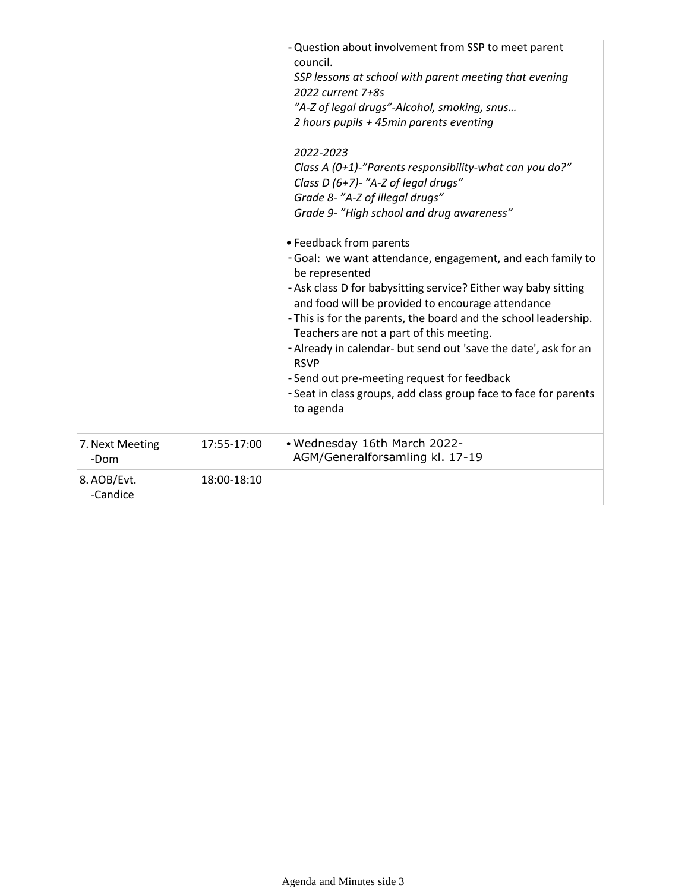| | | |
|---|---|---|
| | | - Question about involvement from SSP to meet parent council.<br>*SSP lessons at school with parent meeting that evening*<br>*2022 current 7+8s*<br>*"A-Z of legal drugs"-Alcohol, smoking, snus…*<br>*2 hours pupils + 45min parents eventing*<br><br>*2022-2023*<br>*Class A (0+1)-"Parents responsibility-what can you do?"*<br>*Class D (6+7)- "A-Z of legal drugs"*<br>*Grade 8- "A-Z of illegal drugs"*<br>*Grade 9- "High school and drug awareness"*<br><br>• Feedback from parents<br>- Goal: we want attendance, engagement, and each family to be represented<br>- Ask class D for babysitting service? Either way baby sitting and food will be provided to encourage attendance<br>- This is for the parents, the board and the school leadership. Teachers are not a part of this meeting.<br>- Already in calendar- but send out 'save the date', ask for an RSVP<br>- Send out pre-meeting request for feedback<br>- Seat in class groups, add class group face to face for parents to agenda |
| 7. Next Meeting<br>-Dom | 17:55-17:00 | • Wednesday 16th March 2022-<br>AGM/Generalforsamling kl. 17-19 |
| 8. AOB/Evt.<br>-Candice | 18:00-18:10 | |

Agenda and Minutes side 3